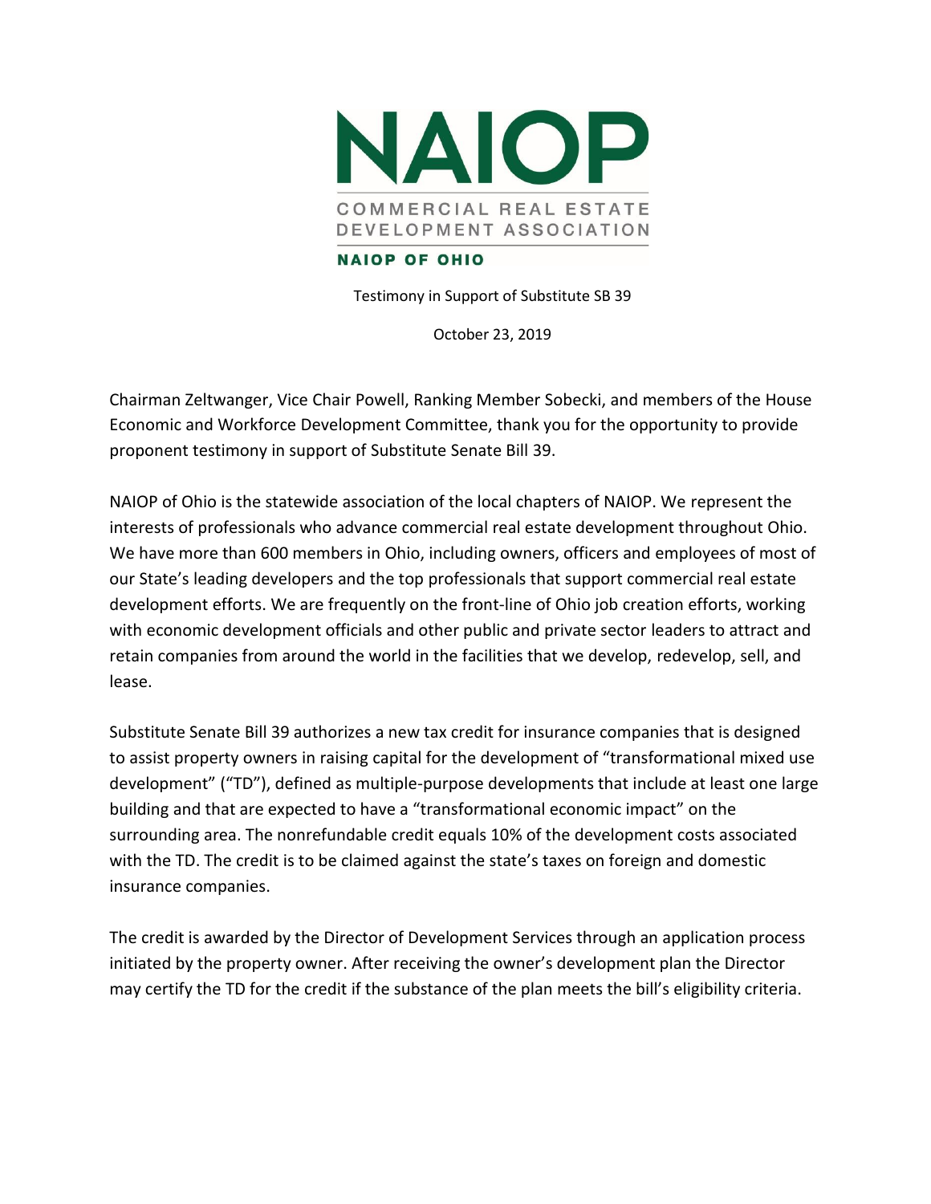# NAIOP

COMMERCIAL REAL ESTATE DEVELOPMENT ASSOCIATION

**NAIOP OF OHIO**

Testimony in Support of Substitute SB 39

October 23, 2019

Chairman Zeltwanger, Vice Chair Powell, Ranking Member Sobecki, and members of the House Economic and Workforce Development Committee, thank you for the opportunity to provide proponent testimony in support of Substitute Senate Bill 39.

NAIOP of Ohio is the statewide association of the local chapters of NAIOP. We represent the interests of professionals who advance commercial real estate development throughout Ohio. We have more than 600 members in Ohio, including owners, officers and employees of most of our State's leading developers and the top professionals that support commercial real estate development efforts. We are frequently on the front-line of Ohio job creation efforts, working with economic development officials and other public and private sector leaders to attract and retain companies from around the world in the facilities that we develop, redevelop, sell, and lease.

Substitute Senate Bill 39 authorizes a new tax credit for insurance companies that is designed to assist property owners in raising capital for the development of "transformational mixed use development" ("TD"), defined as multiple-purpose developments that include at least one large building and that are expected to have a "transformational economic impact" on the surrounding area. The nonrefundable credit equals 10% of the development costs associated with the TD. The credit is to be claimed against the state's taxes on foreign and domestic insurance companies.

The credit is awarded by the Director of Development Services through an application process initiated by the property owner. After receiving the owner's development plan the Director may certify the TD for the credit if the substance of the plan meets the bill's eligibility criteria.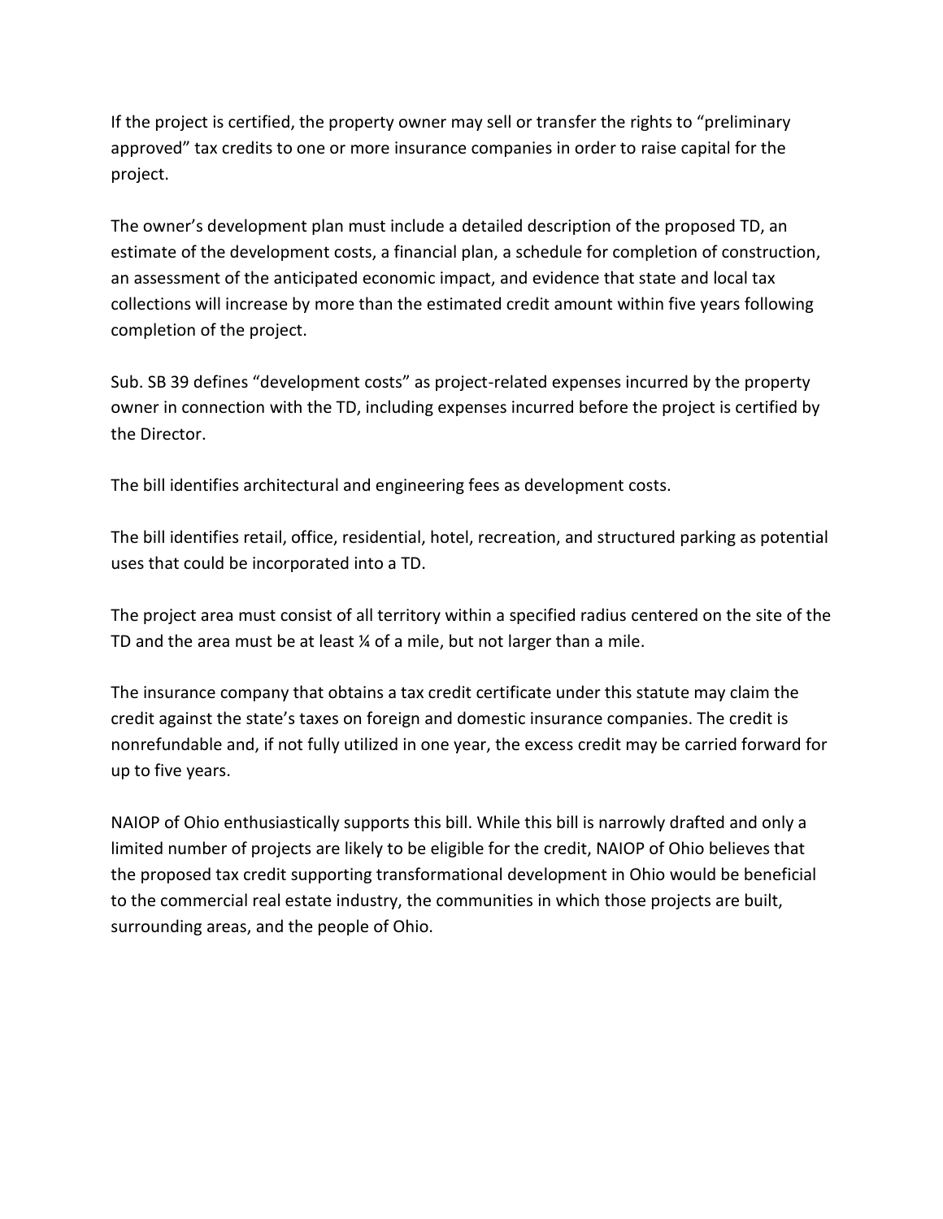If the project is certified, the property owner may sell or transfer the rights to "preliminary approved" tax credits to one or more insurance companies in order to raise capital for the project.

The owner's development plan must include a detailed description of the proposed TD, an estimate of the development costs, a financial plan, a schedule for completion of construction, an assessment of the anticipated economic impact, and evidence that state and local tax collections will increase by more than the estimated credit amount within five years following completion of the project.

Sub. SB 39 defines "development costs" as project-related expenses incurred by the property owner in connection with the TD, including expenses incurred before the project is certified by the Director.

The bill identifies architectural and engineering fees as development costs.

The bill identifies retail, office, residential, hotel, recreation, and structured parking as potential uses that could be incorporated into a TD.

The project area must consist of all territory within a specified radius centered on the site of the TD and the area must be at least ¼ of a mile, but not larger than a mile.

The insurance company that obtains a tax credit certificate under this statute may claim the credit against the state's taxes on foreign and domestic insurance companies. The credit is nonrefundable and, if not fully utilized in one year, the excess credit may be carried forward for up to five years.

NAIOP of Ohio enthusiastically supports this bill. While this bill is narrowly drafted and only a limited number of projects are likely to be eligible for the credit, NAIOP of Ohio believes that the proposed tax credit supporting transformational development in Ohio would be beneficial to the commercial real estate industry, the communities in which those projects are built, surrounding areas, and the people of Ohio.